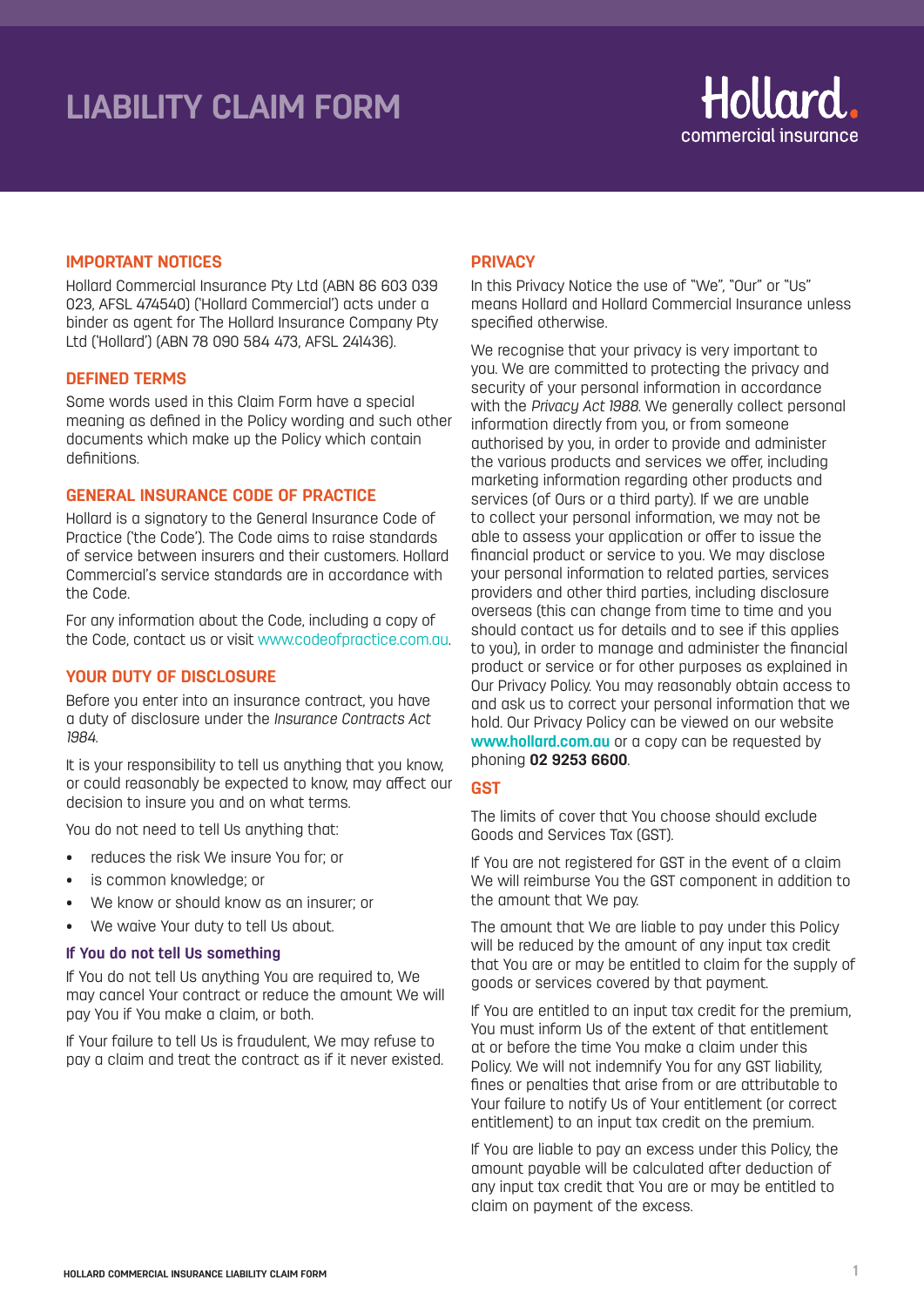# LIABILITY CLAIM FORM

Hollard. commercial insurance

## IMPORTANT NOTICES

Hollard Commercial Insurance Pty Ltd (ABN 86 603 039 023, AFSL 474540) ('Hollard Commercial') acts under a binder as agent for The Hollard Insurance Company Pty Ltd ('Hollard') (ABN 78 090 584 473, AFSL 241436).

## DEFINED TERMS

Some words used in this Claim Form have a special meaning as defined in the Policy wording and such other documents which make up the Policy which contain definitions.

## GENERAL INSURANCE CODE OF PRACTICE

Hollard is a signatory to the General Insurance Code of Practice ('the Code'). The Code aims to raise standards of service between insurers and their customers. Hollard Commercial's service standards are in accordance with the Code.

For any information about the Code, including a copy of the Code, contact us or visit www.codeofpractice.com.au.

## YOUR DUTY OF DISCLOSURE

Before you enter into an insurance contract, you have a duty of disclosure under the *Insurance Contracts Act 1984*.

It is your responsibility to tell us anything that you know, or could reasonably be expected to know, may affect our decision to insure you and on what terms.

You do not need to tell Us anything that:

- reduces the risk We insure You for; or
- is common knowledge; or
- We know or should know as an insurer; or
- We waive Your duty to tell Us about.

### If You do not tell Us something

If You do not tell Us anything You are required to, We may cancel Your contract or reduce the amount We will pay You if You make a claim, or both.

If Your failure to tell Us is fraudulent, We may refuse to pay a claim and treat the contract as if it never existed.

## PRIVACY

In this Privacy Notice the use of "We", "Our" or "Us" means Hollard and Hollard Commercial Insurance unless specified otherwise.

We recognise that your privacy is very important to you. We are committed to protecting the privacy and security of your personal information in accordance with the *Privacy Act 1988*. We generally collect personal information directly from you, or from someone authorised by you, in order to provide and administer the various products and services we offer, including marketing information regarding other products and services (of Ours or a third party). If we are unable to collect your personal information, we may not be able to assess your application or offer to issue the financial product or service to you. We may disclose your personal information to related parties, services providers and other third parties, including disclosure overseas (this can change from time to time and you should contact us for details and to see if this applies to you), in order to manage and administer the financial product or service or for other purposes as explained in Our Privacy Policy. You may reasonably obtain access to and ask us to correct your personal information that we hold. Our Privacy Policy can be viewed on our website **www.hollard.com.au** or a copy can be requested by phoning **02 9253 6600**.

## GST

The limits of cover that You choose should exclude Goods and Services Tax (GST).

If You are not registered for GST in the event of a claim We will reimburse You the GST component in addition to the amount that We pay.

The amount that We are liable to pay under this Policy will be reduced by the amount of any input tax credit that You are or may be entitled to claim for the supply of goods or services covered by that payment.

If You are entitled to an input tax credit for the premium, You must inform Us of the extent of that entitlement at or before the time You make a claim under this Policy. We will not indemnify You for any GST liability, fines or penalties that arise from or are attributable to Your failure to notify Us of Your entitlement (or correct entitlement) to an input tax credit on the premium.

If You are liable to pay an excess under this Policy, the amount payable will be calculated after deduction of any input tax credit that You are or may be entitled to claim on payment of the excess.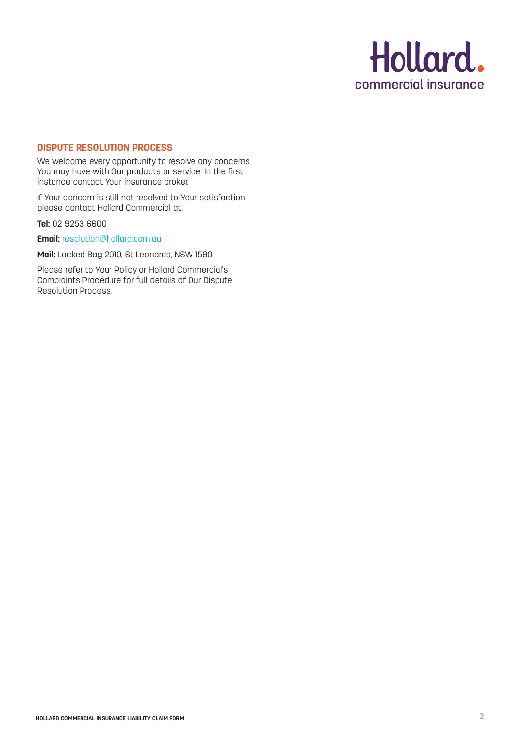## DISPUTE RESOLUTION PROCESS

We welcome every opportunity to resolve any concerns You may have with Our products or service. In the first instance contact Your insurance broker.

If Your concern is still not resolved to Your satisfaction please contact Hollard Commercial at:

**Tel:** 02 9253 6600

**Email:** resolution@hollard.com.au

**Mail:** Locked Bag 2010, St Leonards, NSW 1590

Please refer to Your Policy or Hollard Commercial's Complaints Procedure for full details of Our Dispute Resolution Process.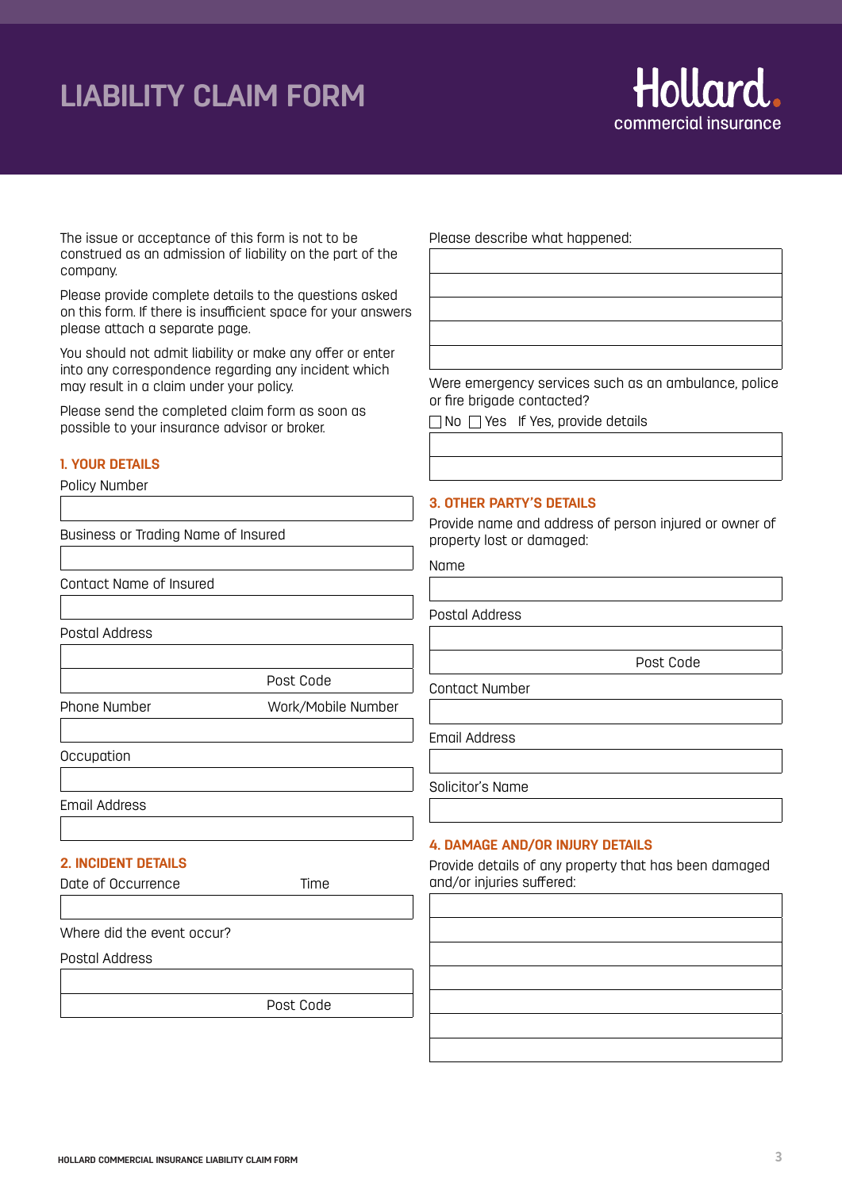# LIABILITY CLAIM FORM

Hollard.
commercial insurance

The issue or acceptance of this form is not to be construed as an admission of liability on the part of the company.

Please provide complete details to the questions asked on this form. If there is insufficient space for your answers please attach a separate page.

You should not admit liability or make any offer or enter into any correspondence regarding any incident which may result in a claim under your policy.

Please send the completed claim form as soon as possible to your insurance advisor or broker.

## 1. YOUR DETAILS

Policy Number

Business or Trading Name of Insured

Contact Name of Insured

Postal Address

Post Code

Phone Number Work/Mobile Number

Occupation

Email Address

## 2. INCIDENT DETAILS

Date of Occurrence Time

Where did the event occur?

Postal Address

Post Code

Please describe what happened:

Were emergency services such as an ambulance, police or fire brigade contacted?

☐ No ☐ Yes If Yes, provide details

## 3. OTHER PARTY'S DETAILS

Provide name and address of person injured or owner of property lost or damaged:

Name

Postal Address

Post Code

Contact Number

Email Address

Solicitor's Name

## 4. DAMAGE AND/OR INJURY DETAILS

Provide details of any property that has been damaged and/or injuries suffered: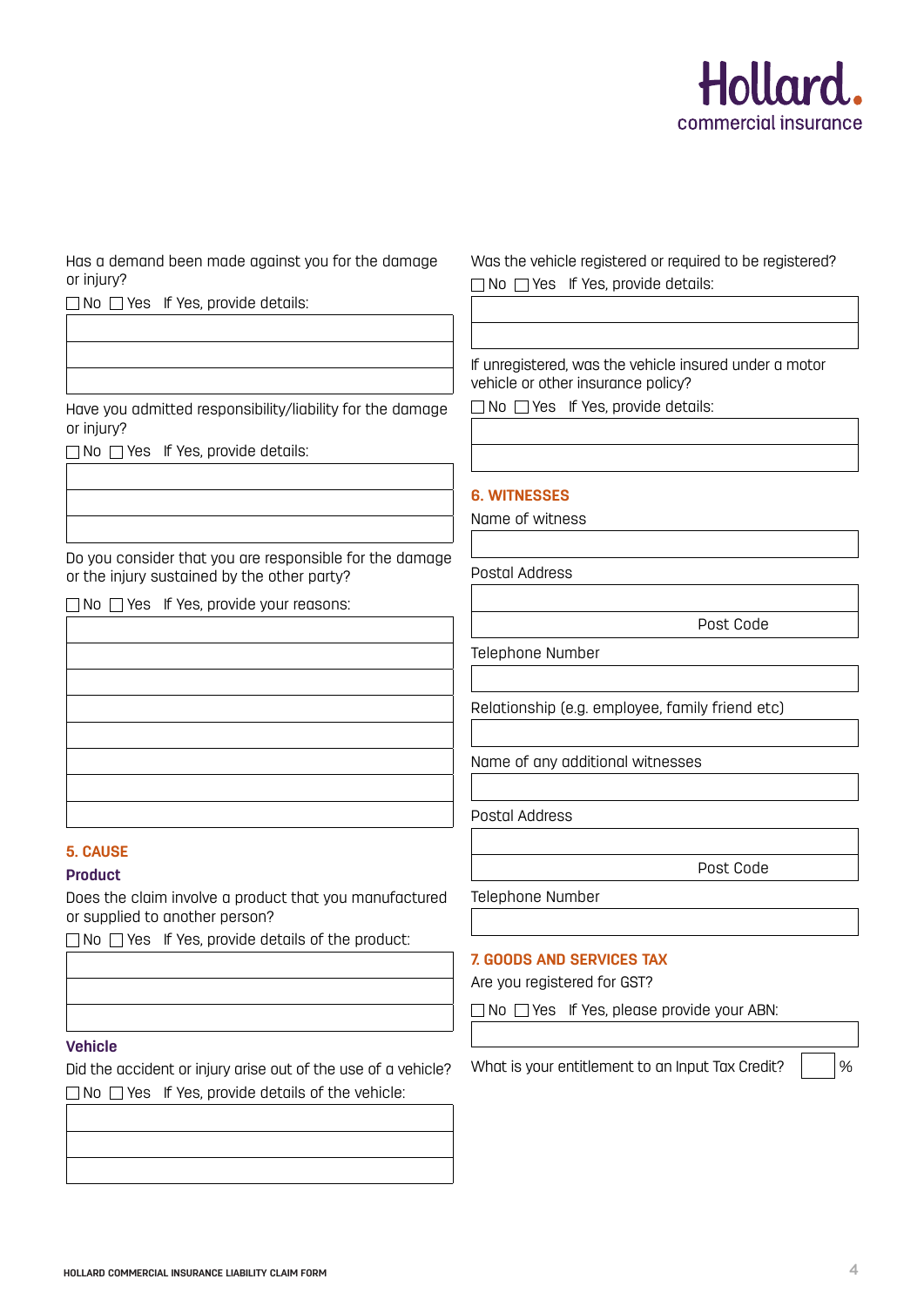Has a demand been made against you for the damage or injury?

☐ No ☐ Yes If Yes, provide details:

Have you admitted responsibility/liability for the damage or injury?

☐ No ☐ Yes If Yes, provide details:

Do you consider that you are responsible for the damage or the injury sustained by the other party?

☐ No ☐ Yes If Yes, provide your reasons:

## 5. CAUSE

### Product

Does the claim involve a product that you manufactured or supplied to another person?

☐ No ☐ Yes If Yes, provide details of the product:

### Vehicle

Did the accident or injury arise out of the use of a vehicle?

☐ No ☐ Yes If Yes, provide details of the vehicle:

Was the vehicle registered or required to be registered?

☐ No ☐ Yes If Yes, provide details:

If unregistered, was the vehicle insured under a motor vehicle or other insurance policy?

☐ No ☐ Yes If Yes, provide details:

## 6. WITNESSES

Name of witness

Postal Address

Post Code

Telephone Number

Relationship (e.g. employee, family friend etc)

Name of any additional witnesses

Postal Address

Post Code

Telephone Number

## 7. GOODS AND SERVICES TAX

Are you registered for GST?

☐ No ☐ Yes If Yes, please provide your ABN:

What is your entitlement to an Input Tax Credit? ____ %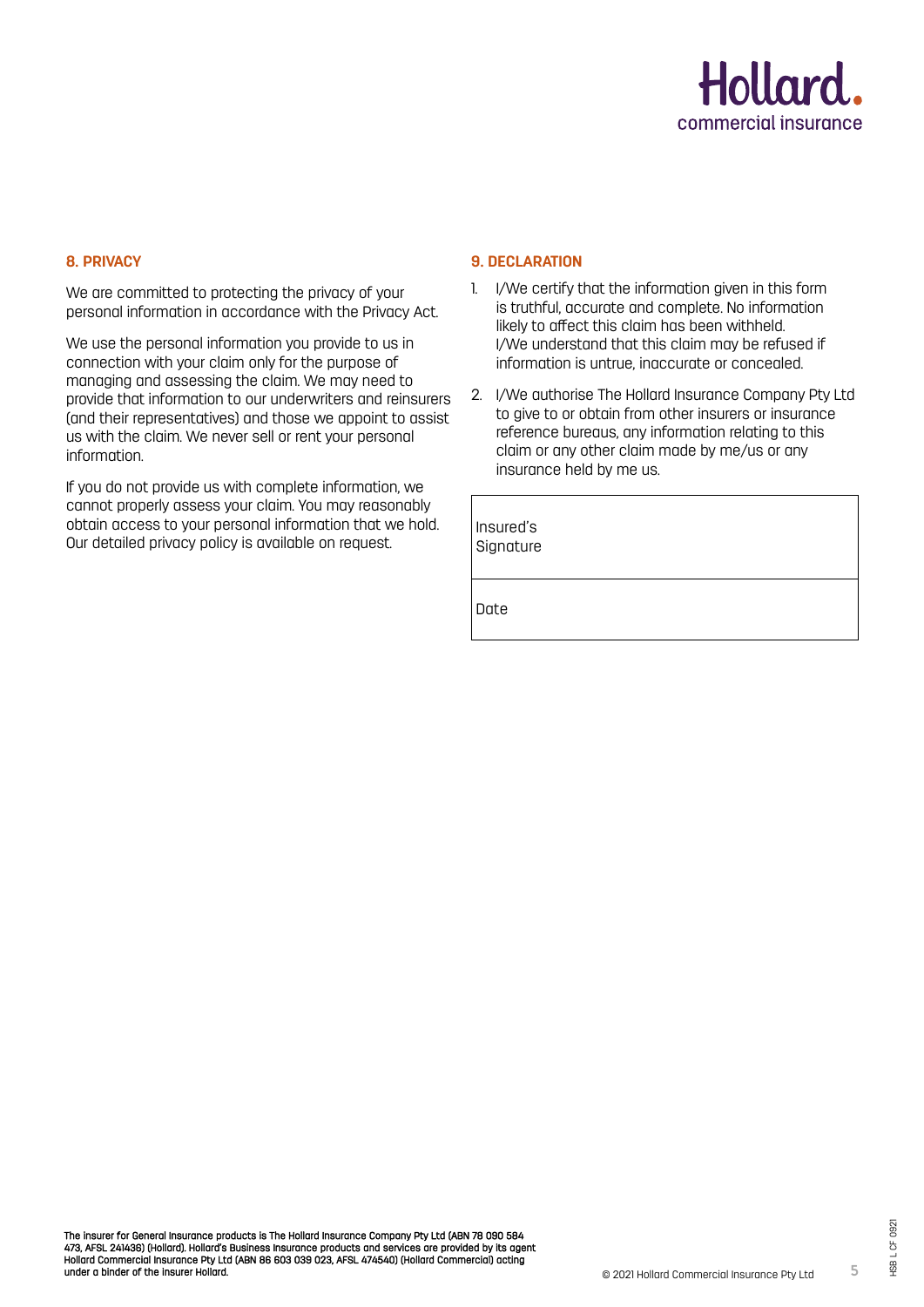## 8. PRIVACY

We are committed to protecting the privacy of your personal information in accordance with the Privacy Act.

We use the personal information you provide to us in connection with your claim only for the purpose of managing and assessing the claim. We may need to provide that information to our underwriters and reinsurers (and their representatives) and those we appoint to assist us with the claim. We never sell or rent your personal information.

If you do not provide us with complete information, we cannot properly assess your claim. You may reasonably obtain access to your personal information that we hold. Our detailed privacy policy is available on request.

## 9. DECLARATION

1. I/We certify that the information given in this form is truthful, accurate and complete. No information likely to affect this claim has been withheld. I/We understand that this claim may be refused if information is untrue, inaccurate or concealed.
2. I/We authorise The Hollard Insurance Company Pty Ltd to give to or obtain from other insurers or insurance reference bureaus, any information relating to this claim or any other claim made by me/us or any insurance held by me us.

| | |
|---|---|
| Insured's Signature | |
| Date | |

The insurer for General Insurance products is The Hollard Insurance Company Pty Ltd (ABN 78 090 584 473, AFSL 241436) (Hollard). Hollard's Business Insurance products and services are provided by its agent Hollard Commercial Insurance Pty Ltd (ABN 86 603 039 023, AFSL 474540) (Hollard Commercial) acting under a binder of the insurer Hollard.

© 2021 Hollard Commercial Insurance Pty Ltd

HSB L CF 0921